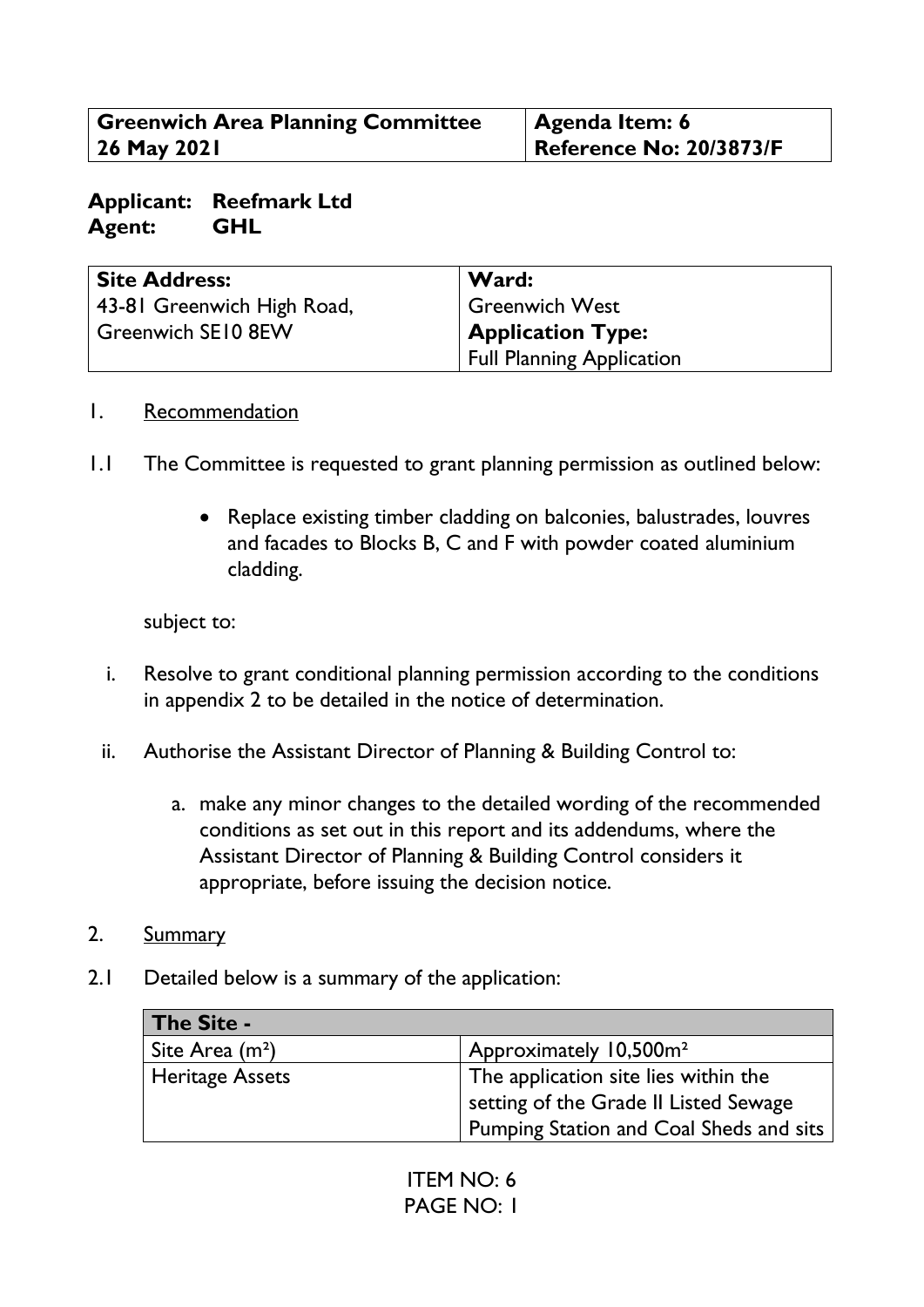| Greenwich Area Planning Committee 26 May 2021 | Agenda Item: 6 Reference No: 20/3873/F |
|---|---|

**Applicant:** **Reefmark Ltd**
**Agent:** **GHL**

| Site Address: 43-81 Greenwich High Road, Greenwich SE10 8EW | Ward: Greenwich West |
|---|---|
| | **Application Type:** Full Planning Application |

1. Recommendation

1.1 The Committee is requested to grant planning permission as outlined below:

- Replace existing timber cladding on balconies, balustrades, louvres and facades to Blocks B, C and F with powder coated aluminium cladding.

subject to:

i. Resolve to grant conditional planning permission according to the conditions in appendix 2 to be detailed in the notice of determination.

ii. Authorise the Assistant Director of Planning & Building Control to:

a. make any minor changes to the detailed wording of the recommended conditions as set out in this report and its addendums, where the Assistant Director of Planning & Building Control considers it appropriate, before issuing the decision notice.

2. Summary

2.1 Detailed below is a summary of the application:

| The Site - | |
|---|---|
| Site Area ($m^2$) | Approximately 10,500$m^2$ |
| Heritage Assets | The application site lies within the setting of the Grade II Listed Sewage Pumping Station and Coal Sheds and sits |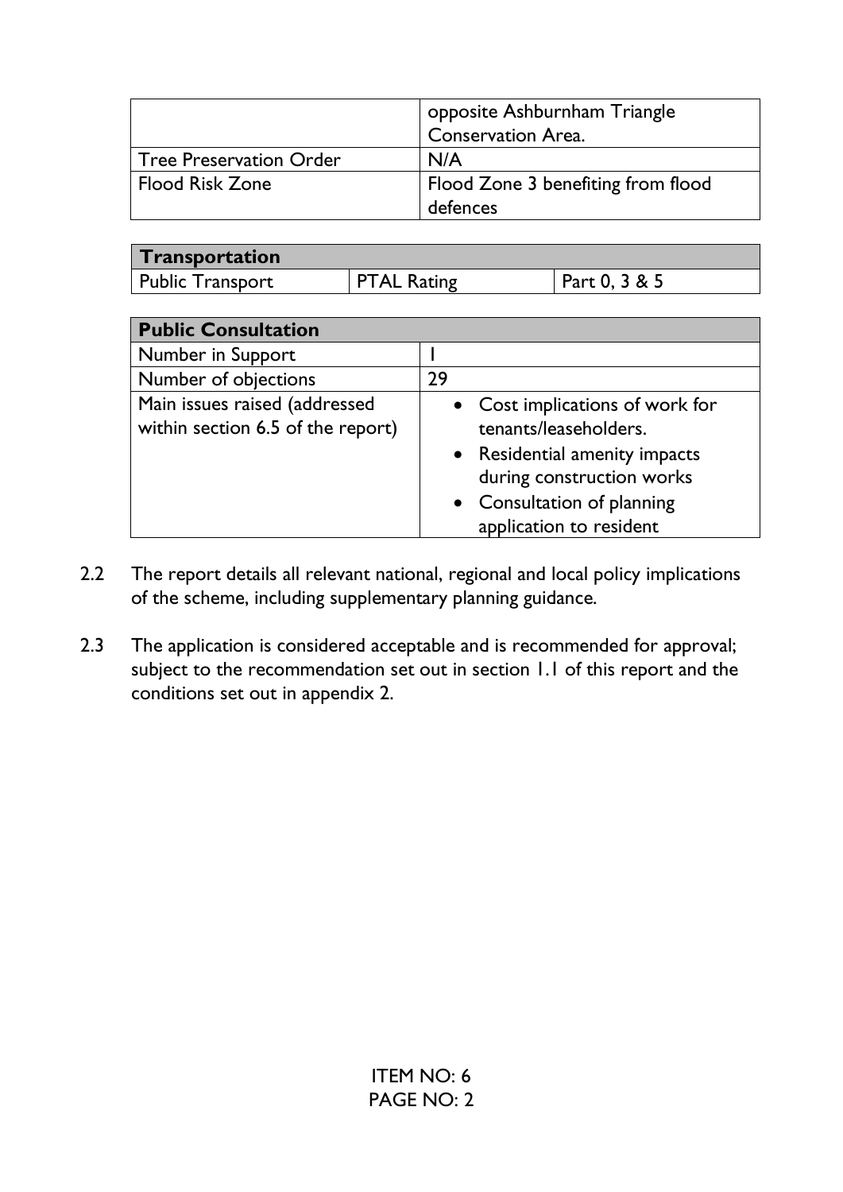| | |
|---|---|
| | opposite Ashburnham Triangle Conservation Area. |
| Tree Preservation Order | N/A |
| Flood Risk Zone | Flood Zone 3 benefiting from flood defences |

| **Transportation** | | |
|---|---|---|
| Public Transport | PTAL Rating | Part 0, 3 & 5 |

| **Public Consultation** | |
|---|---|
| Number in Support | 1 |
| Number of objections | 29 |
| Main issues raised (addressed within section 6.5 of the report) | • Cost implications of work for tenants/leaseholders.<br>• Residential amenity impacts during construction works<br>• Consultation of planning application to resident |

2.2 The report details all relevant national, regional and local policy implications of the scheme, including supplementary planning guidance.

2.3 The application is considered acceptable and is recommended for approval; subject to the recommendation set out in section 1.1 of this report and the conditions set out in appendix 2.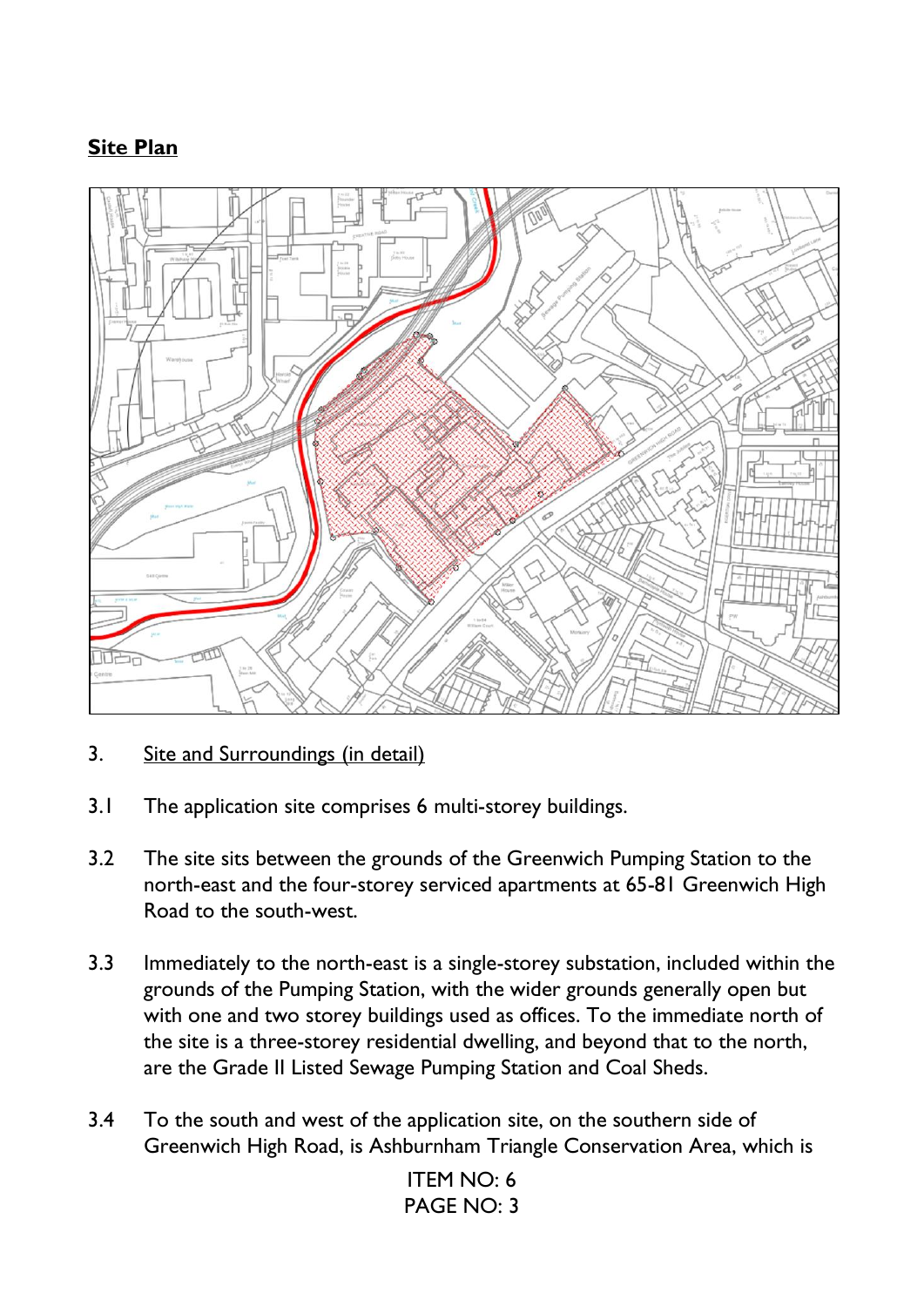## Site Plan

3. Site and Surroundings (in detail)

3.1 The application site comprises 6 multi-storey buildings.

3.2 The site sits between the grounds of the Greenwich Pumping Station to the north-east and the four-storey serviced apartments at 65-81 Greenwich High Road to the south-west.

3.3 Immediately to the north-east is a single-storey substation, included within the grounds of the Pumping Station, with the wider grounds generally open but with one and two storey buildings used as offices. To the immediate north of the site is a three-storey residential dwelling, and beyond that to the north, are the Grade II Listed Sewage Pumping Station and Coal Sheds.

3.4 To the south and west of the application site, on the southern side of Greenwich High Road, is Ashburnham Triangle Conservation Area, which is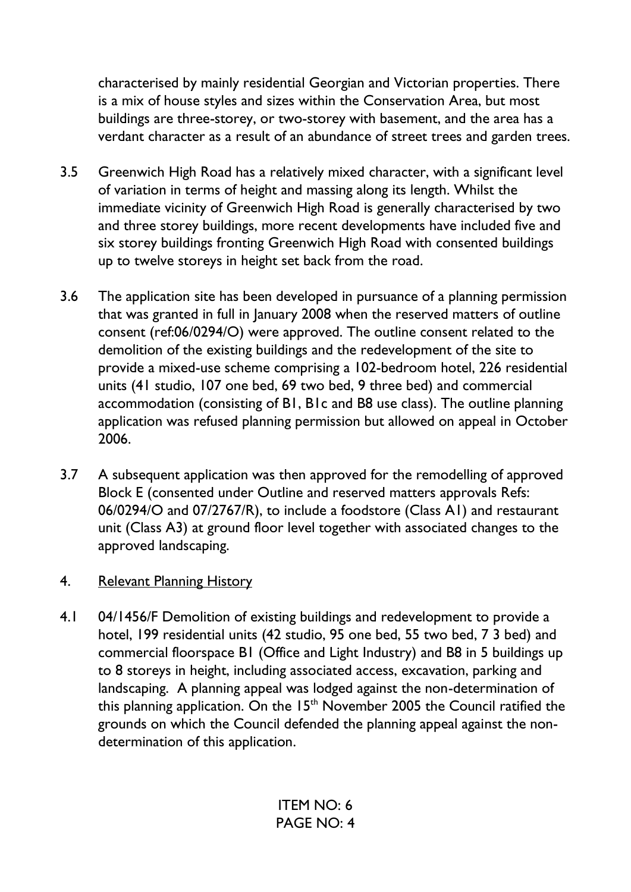characterised by mainly residential Georgian and Victorian properties. There is a mix of house styles and sizes within the Conservation Area, but most buildings are three-storey, or two-storey with basement, and the area has a verdant character as a result of an abundance of street trees and garden trees.

3.5 Greenwich High Road has a relatively mixed character, with a significant level of variation in terms of height and massing along its length. Whilst the immediate vicinity of Greenwich High Road is generally characterised by two and three storey buildings, more recent developments have included five and six storey buildings fronting Greenwich High Road with consented buildings up to twelve storeys in height set back from the road.

3.6 The application site has been developed in pursuance of a planning permission that was granted in full in January 2008 when the reserved matters of outline consent (ref:06/0294/O) were approved. The outline consent related to the demolition of the existing buildings and the redevelopment of the site to provide a mixed-use scheme comprising a 102-bedroom hotel, 226 residential units (41 studio, 107 one bed, 69 two bed, 9 three bed) and commercial accommodation (consisting of B1, B1c and B8 use class). The outline planning application was refused planning permission but allowed on appeal in October 2006.

3.7 A subsequent application was then approved for the remodelling of approved Block E (consented under Outline and reserved matters approvals Refs: 06/0294/O and 07/2767/R), to include a foodstore (Class A1) and restaurant unit (Class A3) at ground floor level together with associated changes to the approved landscaping.

## 4. Relevant Planning History

4.1 04/1456/F Demolition of existing buildings and redevelopment to provide a hotel, 199 residential units (42 studio, 95 one bed, 55 two bed, 7 3 bed) and commercial floorspace B1 (Office and Light Industry) and B8 in 5 buildings up to 8 storeys in height, including associated access, excavation, parking and landscaping. A planning appeal was lodged against the non-determination of this planning application. On the 15th November 2005 the Council ratified the grounds on which the Council defended the planning appeal against the non-determination of this application.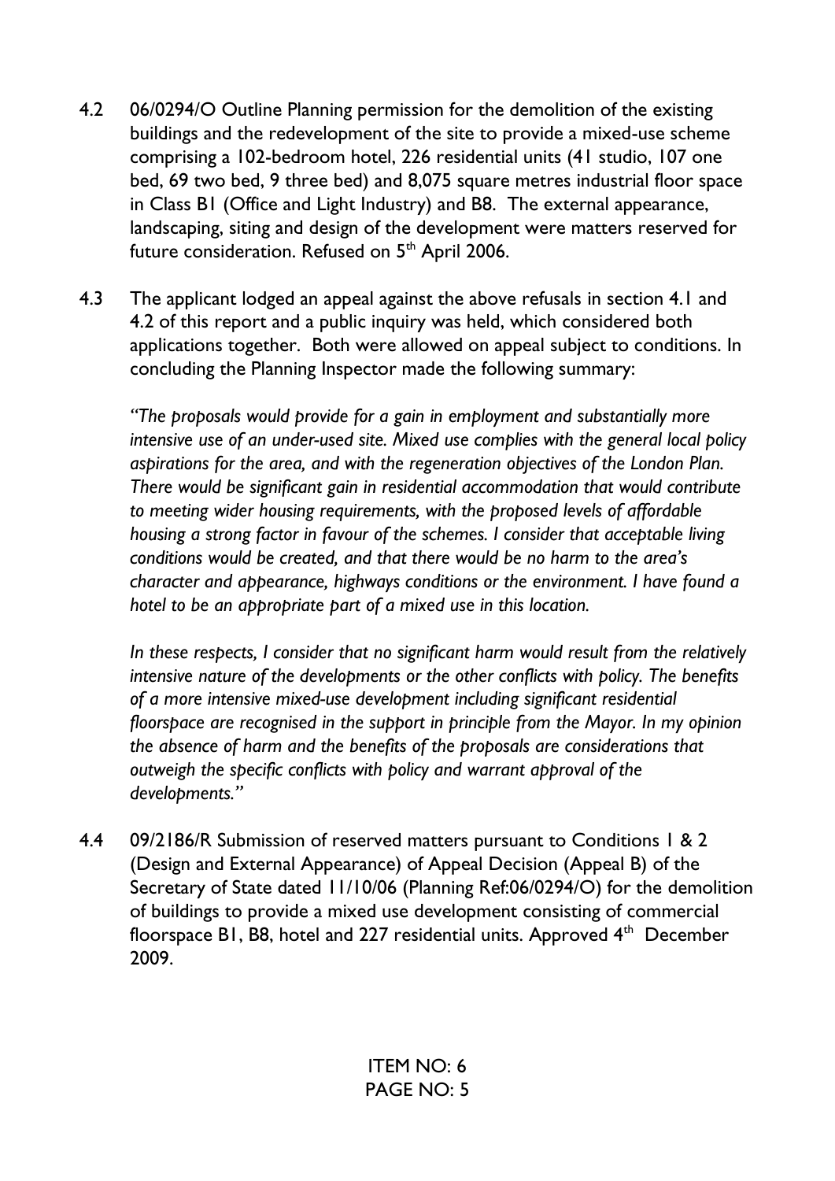4.2 06/0294/O Outline Planning permission for the demolition of the existing buildings and the redevelopment of the site to provide a mixed-use scheme comprising a 102-bedroom hotel, 226 residential units (41 studio, 107 one bed, 69 two bed, 9 three bed) and 8,075 square metres industrial floor space in Class B1 (Office and Light Industry) and B8. The external appearance, landscaping, siting and design of the development were matters reserved for future consideration. Refused on 5th April 2006.

4.3 The applicant lodged an appeal against the above refusals in section 4.1 and 4.2 of this report and a public inquiry was held, which considered both applications together. Both were allowed on appeal subject to conditions. In concluding the Planning Inspector made the following summary:

*"The proposals would provide for a gain in employment and substantially more intensive use of an under-used site. Mixed use complies with the general local policy aspirations for the area, and with the regeneration objectives of the London Plan. There would be significant gain in residential accommodation that would contribute to meeting wider housing requirements, with the proposed levels of affordable housing a strong factor in favour of the schemes. I consider that acceptable living conditions would be created, and that there would be no harm to the area's character and appearance, highways conditions or the environment. I have found a hotel to be an appropriate part of a mixed use in this location.*

*In these respects, I consider that no significant harm would result from the relatively intensive nature of the developments or the other conflicts with policy. The benefits of a more intensive mixed-use development including significant residential floorspace are recognised in the support in principle from the Mayor. In my opinion the absence of harm and the benefits of the proposals are considerations that outweigh the specific conflicts with policy and warrant approval of the developments."*

4.4 09/2186/R Submission of reserved matters pursuant to Conditions 1 & 2 (Design and External Appearance) of Appeal Decision (Appeal B) of the Secretary of State dated 11/10/06 (Planning Ref:06/0294/O) for the demolition of buildings to provide a mixed use development consisting of commercial floorspace B1, B8, hotel and 227 residential units. Approved 4th December 2009.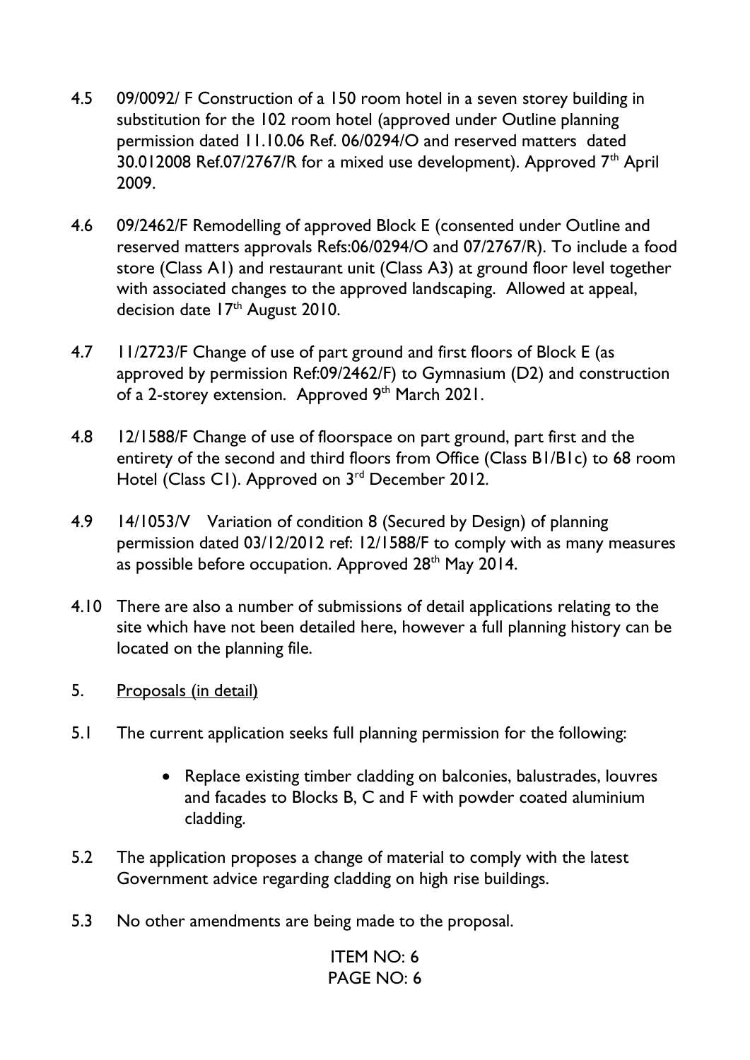4.5 09/0092/ F Construction of a 150 room hotel in a seven storey building in substitution for the 102 room hotel (approved under Outline planning permission dated 11.10.06 Ref. 06/0294/O and reserved matters dated 30.012008 Ref.07/2767/R for a mixed use development). Approved 7th April 2009.

4.6 09/2462/F Remodelling of approved Block E (consented under Outline and reserved matters approvals Refs:06/0294/O and 07/2767/R). To include a food store (Class A1) and restaurant unit (Class A3) at ground floor level together with associated changes to the approved landscaping. Allowed at appeal, decision date 17th August 2010.

4.7 11/2723/F Change of use of part ground and first floors of Block E (as approved by permission Ref:09/2462/F) to Gymnasium (D2) and construction of a 2-storey extension. Approved 9th March 2021.

4.8 12/1588/F Change of use of floorspace on part ground, part first and the entirety of the second and third floors from Office (Class B1/B1c) to 68 room Hotel (Class C1). Approved on 3rd December 2012.

4.9 14/1053/V Variation of condition 8 (Secured by Design) of planning permission dated 03/12/2012 ref: 12/1588/F to comply with as many measures as possible before occupation. Approved 28th May 2014.

4.10 There are also a number of submissions of detail applications relating to the site which have not been detailed here, however a full planning history can be located on the planning file.

## 5. Proposals (in detail)

5.1 The current application seeks full planning permission for the following:

- Replace existing timber cladding on balconies, balustrades, louvres and facades to Blocks B, C and F with powder coated aluminium cladding.

5.2 The application proposes a change of material to comply with the latest Government advice regarding cladding on high rise buildings.

5.3 No other amendments are being made to the proposal.

ITEM NO: 6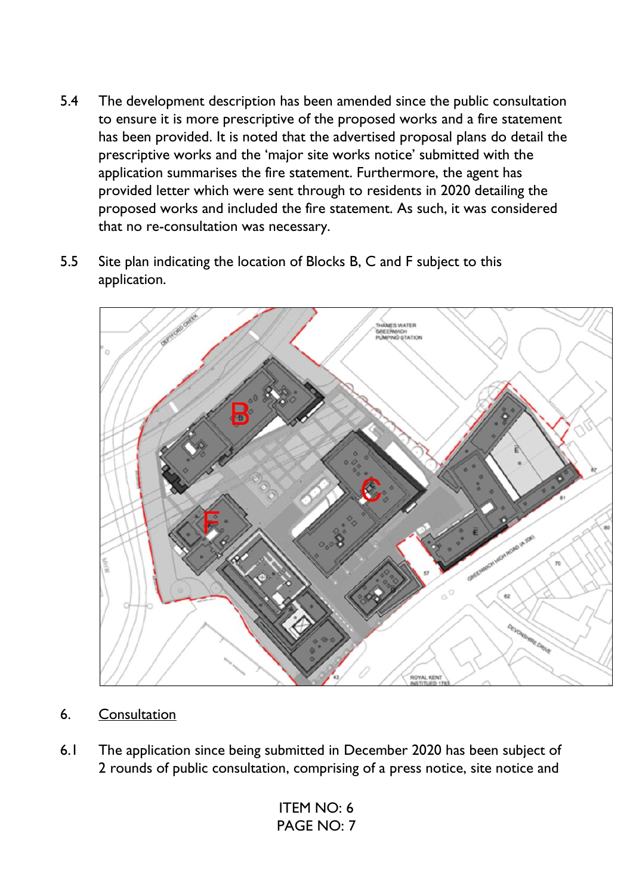5.4 The development description has been amended since the public consultation to ensure it is more prescriptive of the proposed works and a fire statement has been provided. It is noted that the advertised proposal plans do detail the prescriptive works and the 'major site works notice' submitted with the application summarises the fire statement. Furthermore, the agent has provided letter which were sent through to residents in 2020 detailing the proposed works and included the fire statement. As such, it was considered that no re-consultation was necessary.

5.5 Site plan indicating the location of Blocks B, C and F subject to this application.

## 6. Consultation

6.1 The application since being submitted in December 2020 has been subject of 2 rounds of public consultation, comprising of a press notice, site notice and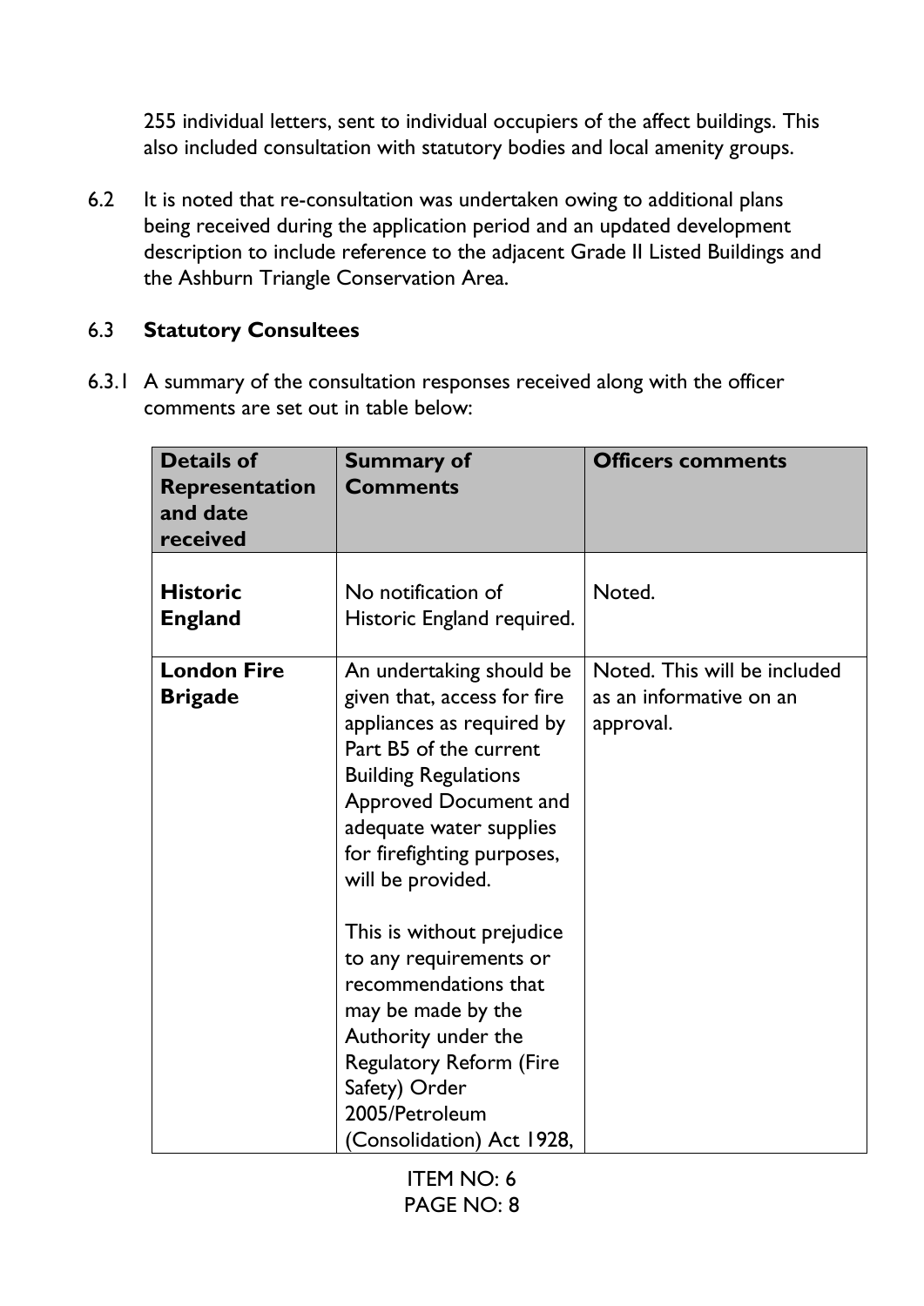255 individual letters, sent to individual occupiers of the affect buildings. This also included consultation with statutory bodies and local amenity groups.

6.2 It is noted that re-consultation was undertaken owing to additional plans being received during the application period and an updated development description to include reference to the adjacent Grade II Listed Buildings and the Ashburn Triangle Conservation Area.

### 6.3 Statutory Consultees

6.3.1 A summary of the consultation responses received along with the officer comments are set out in table below:

| Details of Representation and date received | Summary of Comments | Officers comments |
|---|---|---|
| **Historic England** | No notification of Historic England required. | Noted. |
| **London Fire Brigade** | An undertaking should be given that, access for fire appliances as required by Part B5 of the current Building Regulations Approved Document and adequate water supplies for firefighting purposes, will be provided.<br><br>This is without prejudice to any requirements or recommendations that may be made by the Authority under the Regulatory Reform (Fire Safety) Order 2005/Petroleum (Consolidation) Act 1928, | Noted. This will be included as an informative on an approval. |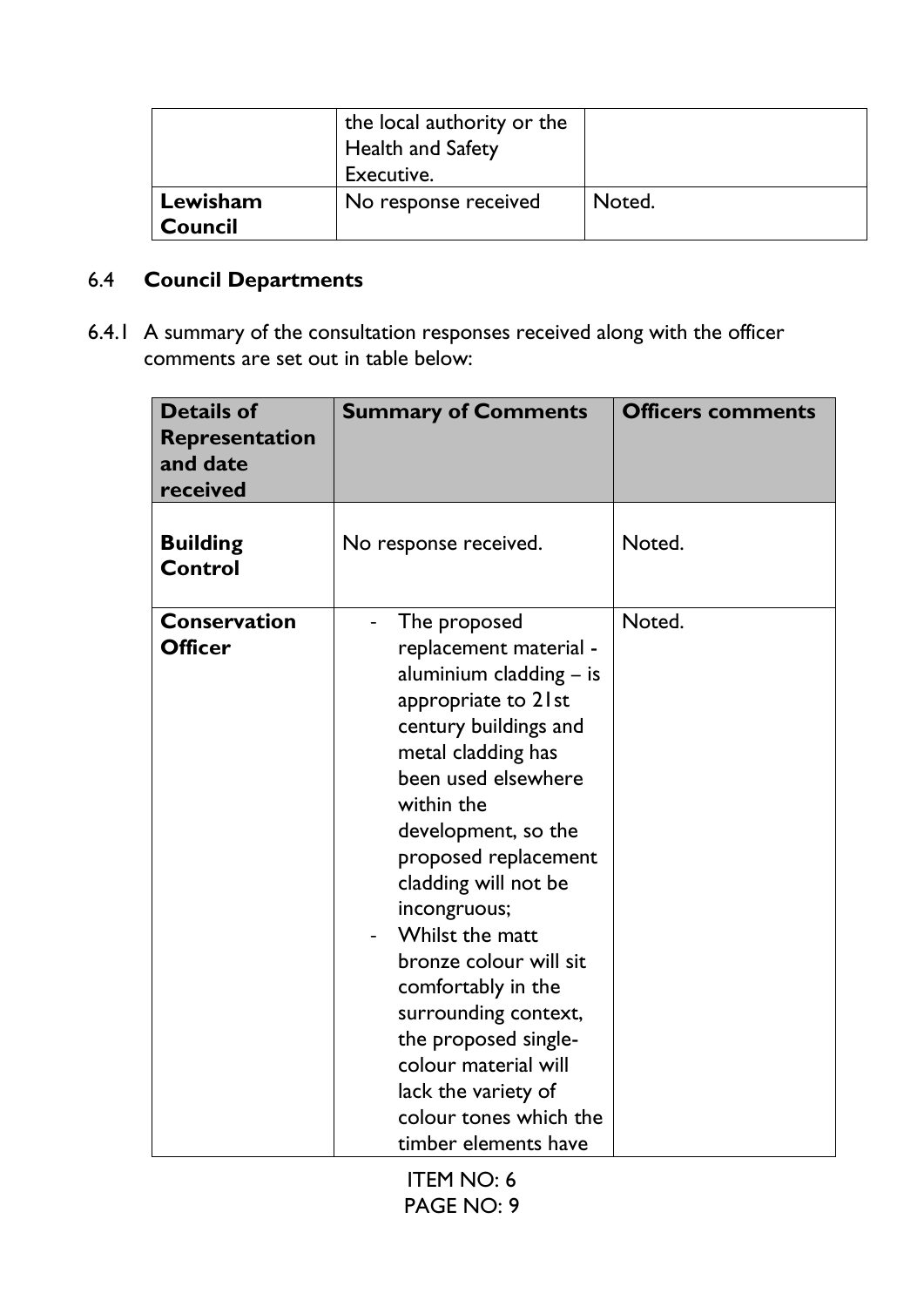| | the local authority or the Health and Safety Executive. | |
|---|---|---|
| **Lewisham Council** | No response received | Noted. |

## 6.4 Council Departments

6.4.1 A summary of the consultation responses received along with the officer comments are set out in table below:

| Details of Representation and date received | Summary of Comments | Officers comments |
|---|---|---|
| **Building Control** | No response received. | Noted. |
| **Conservation Officer** | - The proposed replacement material - aluminium cladding – is appropriate to 21st century buildings and metal cladding has been used elsewhere within the development, so the proposed replacement cladding will not be incongruous;<br>- Whilst the matt bronze colour will sit comfortably in the surrounding context, the proposed single-colour material will lack the variety of colour tones which the timber elements have | Noted. |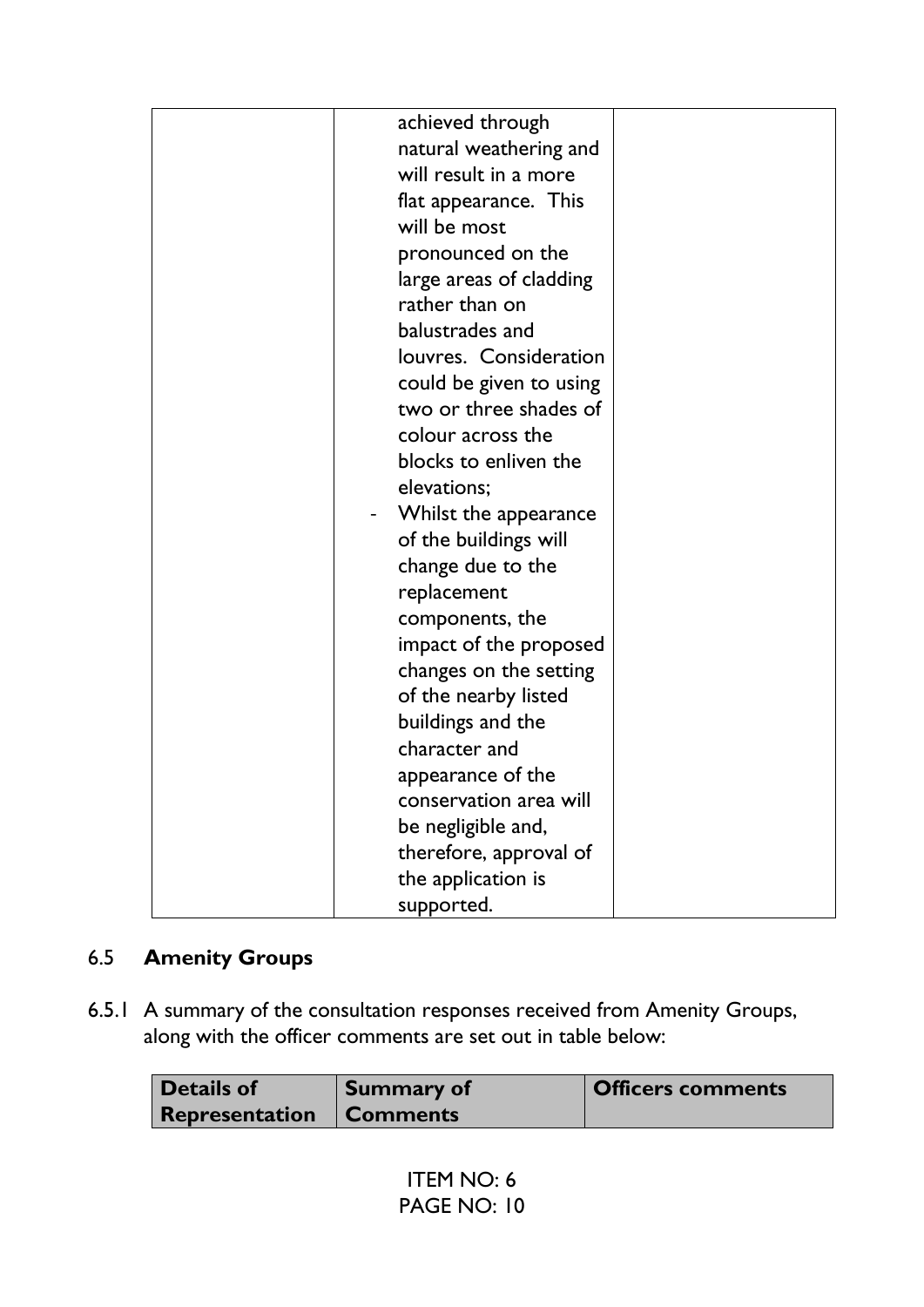| | | |
|---|---|---|
| | achieved through natural weathering and will result in a more flat appearance. This will be most pronounced on the large areas of cladding rather than on balustrades and louvres. Consideration could be given to using two or three shades of colour across the blocks to enliven the elevations;<br>- Whilst the appearance of the buildings will change due to the replacement components, the impact of the proposed changes on the setting of the nearby listed buildings and the character and appearance of the conservation area will be negligible and, therefore, approval of the application is supported. | |

## 6.5 Amenity Groups

6.5.1 A summary of the consultation responses received from Amenity Groups, along with the officer comments are set out in table below:

| Details of Representation | Summary of Comments | Officers comments |
|---|---|---|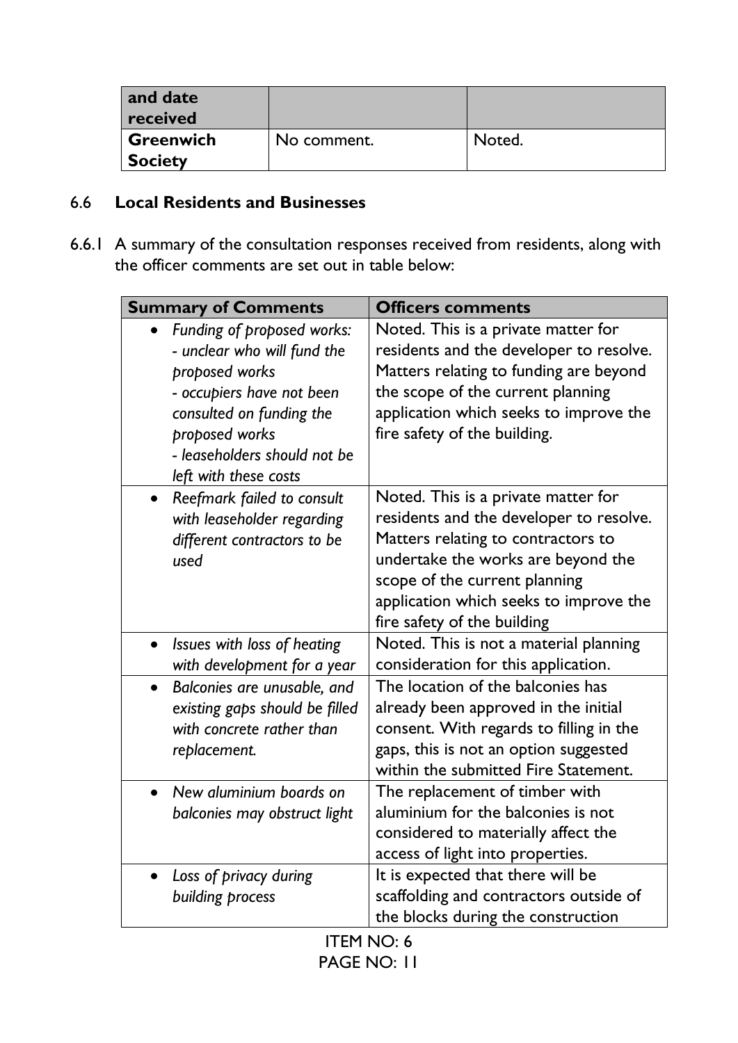| and date received | | |
|---|---|---|
| **Greenwich Society** | No comment. | Noted. |

## 6.6 Local Residents and Businesses

6.6.1 A summary of the consultation responses received from residents, along with the officer comments are set out in table below:

| Summary of Comments | Officers comments |
|---|---|
| • *Funding of proposed works:* *- unclear who will fund the proposed works* *- occupiers have not been consulted on funding the proposed works* *- leaseholders should not be left with these costs* | Noted. This is a private matter for residents and the developer to resolve. Matters relating to funding are beyond the scope of the current planning application which seeks to improve the fire safety of the building. |
| • *Reefmark failed to consult with leaseholder regarding different contractors to be used* | Noted. This is a private matter for residents and the developer to resolve. Matters relating to contractors to undertake the works are beyond the scope of the current planning application which seeks to improve the fire safety of the building |
| • *Issues with loss of heating with development for a year* | Noted. This is not a material planning consideration for this application. |
| • *Balconies are unusable, and existing gaps should be filled with concrete rather than replacement.* | The location of the balconies has already been approved in the initial consent. With regards to filling in the gaps, this is not an option suggested within the submitted Fire Statement. |
| • *New aluminium boards on balconies may obstruct light* | The replacement of timber with aluminium for the balconies is not considered to materially affect the access of light into properties. |
| • *Loss of privacy during building process* | It is expected that there will be scaffolding and contractors outside of the blocks during the construction |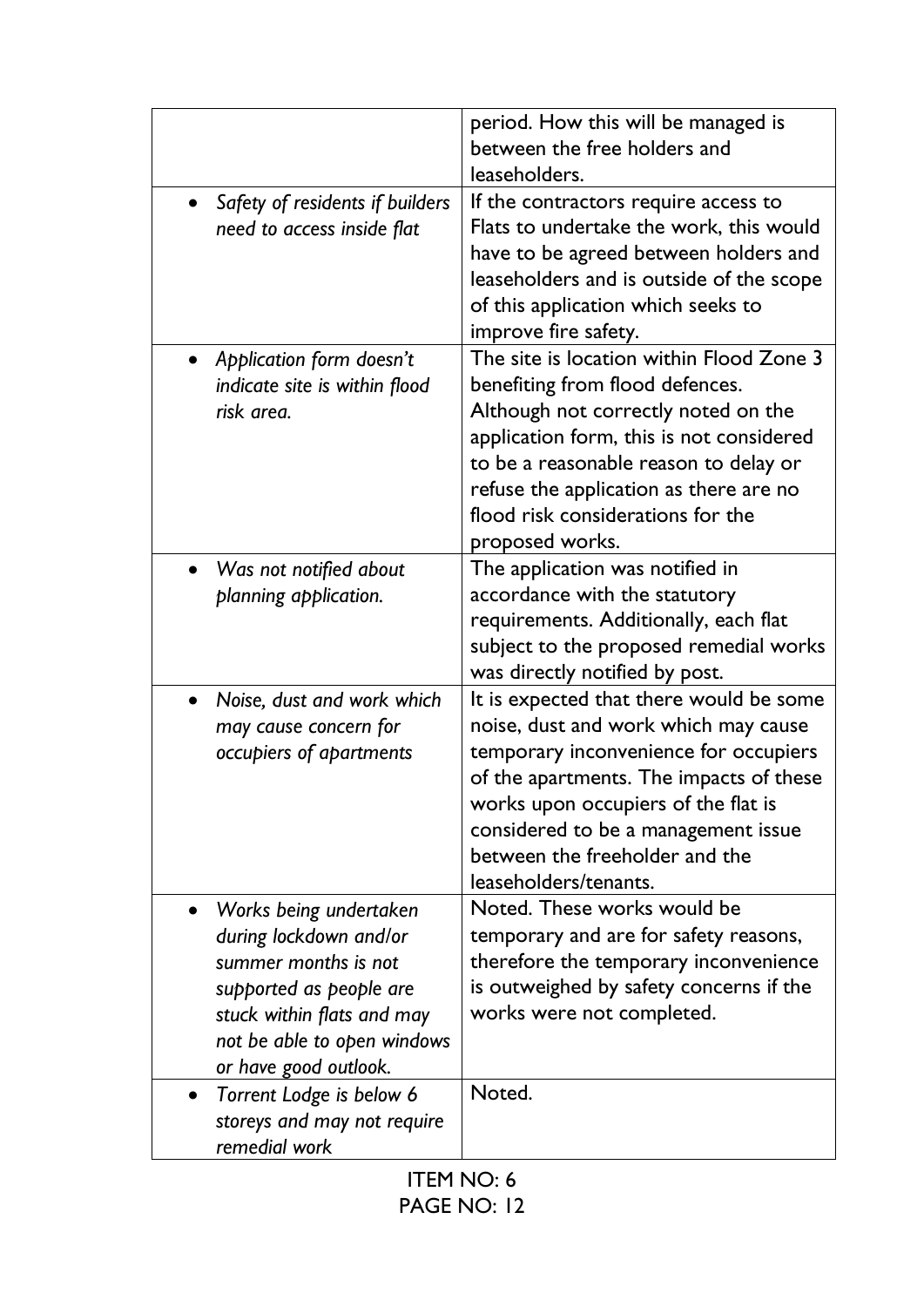| | |
|---|---|
| | period. How this will be managed is between the free holders and leaseholders. |
| • *Safety of residents if builders need to access inside flat* | If the contractors require access to Flats to undertake the work, this would have to be agreed between holders and leaseholders and is outside of the scope of this application which seeks to improve fire safety. |
| • *Application form doesn't indicate site is within flood risk area.* | The site is location within Flood Zone 3 benefiting from flood defences. Although not correctly noted on the application form, this is not considered to be a reasonable reason to delay or refuse the application as there are no flood risk considerations for the proposed works. |
| • *Was not notified about planning application.* | The application was notified in accordance with the statutory requirements. Additionally, each flat subject to the proposed remedial works was directly notified by post. |
| • *Noise, dust and work which may cause concern for occupiers of apartments* | It is expected that there would be some noise, dust and work which may cause temporary inconvenience for occupiers of the apartments. The impacts of these works upon occupiers of the flat is considered to be a management issue between the freeholder and the leaseholders/tenants. |
| • *Works being undertaken during lockdown and/or summer months is not supported as people are stuck within flats and may not be able to open windows or have good outlook.* | Noted. These works would be temporary and are for safety reasons, therefore the temporary inconvenience is outweighed by safety concerns if the works were not completed. |
| • *Torrent Lodge is below 6 storeys and may not require remedial work* | Noted. |

ITEM NO: 6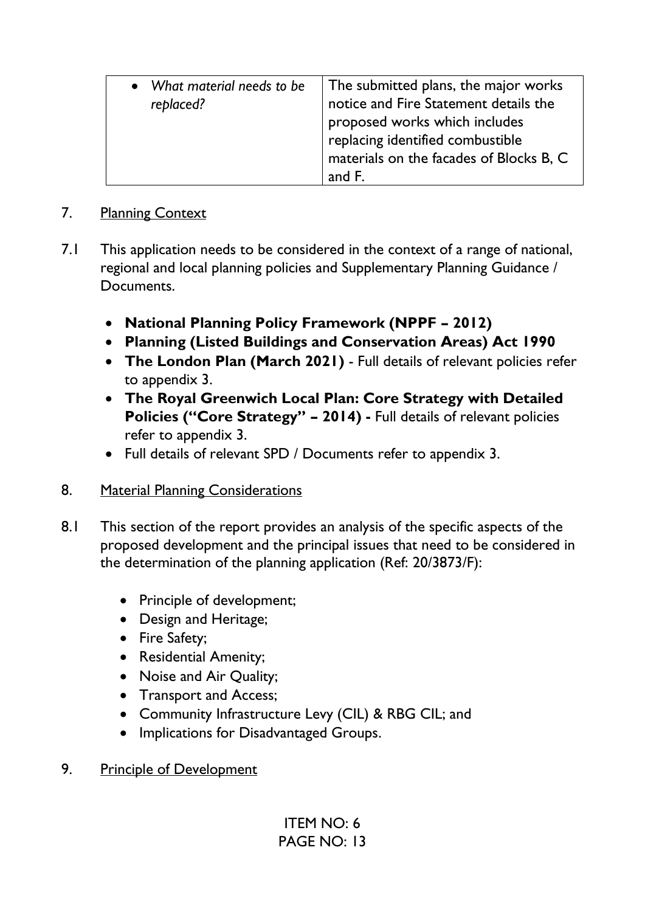| What material needs to be replaced? | The submitted plans, the major works notice and Fire Statement details the proposed works which includes replacing identified combustible materials on the facades of Blocks B, C and F. |
|---|---|

## 7. Planning Context

7.1 This application needs to be considered in the context of a range of national, regional and local planning policies and Supplementary Planning Guidance / Documents.

- **National Planning Policy Framework (NPPF – 2012)**
- **Planning (Listed Buildings and Conservation Areas) Act 1990**
- **The London Plan (March 2021)** - Full details of relevant policies refer to appendix 3.
- **The Royal Greenwich Local Plan: Core Strategy with Detailed Policies ("Core Strategy" – 2014) -** Full details of relevant policies refer to appendix 3.
- Full details of relevant SPD / Documents refer to appendix 3.

## 8. Material Planning Considerations

8.1 This section of the report provides an analysis of the specific aspects of the proposed development and the principal issues that need to be considered in the determination of the planning application (Ref: 20/3873/F):

- Principle of development;
- Design and Heritage;
- Fire Safety;
- Residential Amenity;
- Noise and Air Quality;
- Transport and Access;
- Community Infrastructure Levy (CIL) & RBG CIL; and
- Implications for Disadvantaged Groups.

## 9. Principle of Development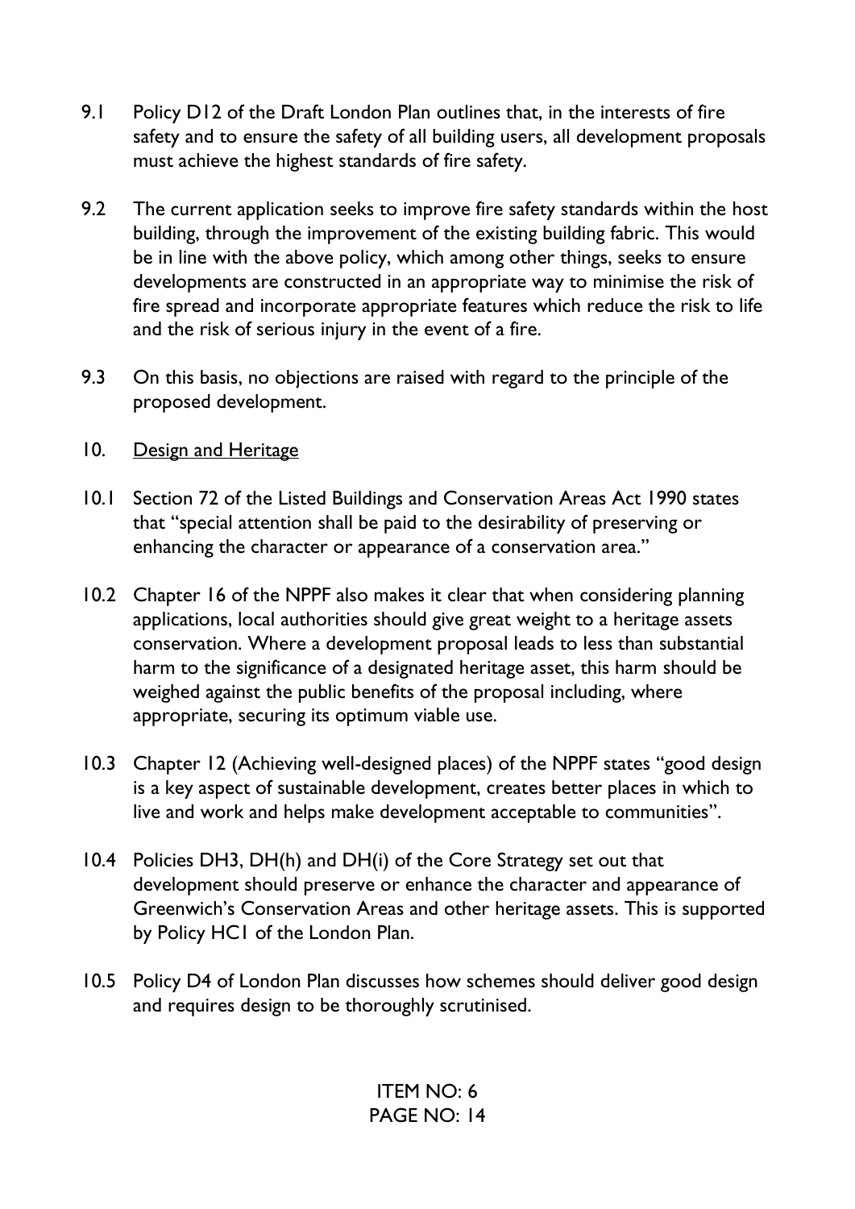9.1 Policy D12 of the Draft London Plan outlines that, in the interests of fire safety and to ensure the safety of all building users, all development proposals must achieve the highest standards of fire safety.

9.2 The current application seeks to improve fire safety standards within the host building, through the improvement of the existing building fabric. This would be in line with the above policy, which among other things, seeks to ensure developments are constructed in an appropriate way to minimise the risk of fire spread and incorporate appropriate features which reduce the risk to life and the risk of serious injury in the event of a fire.

9.3 On this basis, no objections are raised with regard to the principle of the proposed development.

## 10. Design and Heritage

10.1 Section 72 of the Listed Buildings and Conservation Areas Act 1990 states that "special attention shall be paid to the desirability of preserving or enhancing the character or appearance of a conservation area."

10.2 Chapter 16 of the NPPF also makes it clear that when considering planning applications, local authorities should give great weight to a heritage assets conservation. Where a development proposal leads to less than substantial harm to the significance of a designated heritage asset, this harm should be weighed against the public benefits of the proposal including, where appropriate, securing its optimum viable use.

10.3 Chapter 12 (Achieving well-designed places) of the NPPF states "good design is a key aspect of sustainable development, creates better places in which to live and work and helps make development acceptable to communities".

10.4 Policies DH3, DH(h) and DH(i) of the Core Strategy set out that development should preserve or enhance the character and appearance of Greenwich's Conservation Areas and other heritage assets. This is supported by Policy HC1 of the London Plan.

10.5 Policy D4 of London Plan discusses how schemes should deliver good design and requires design to be thoroughly scrutinised.

ITEM NO: 6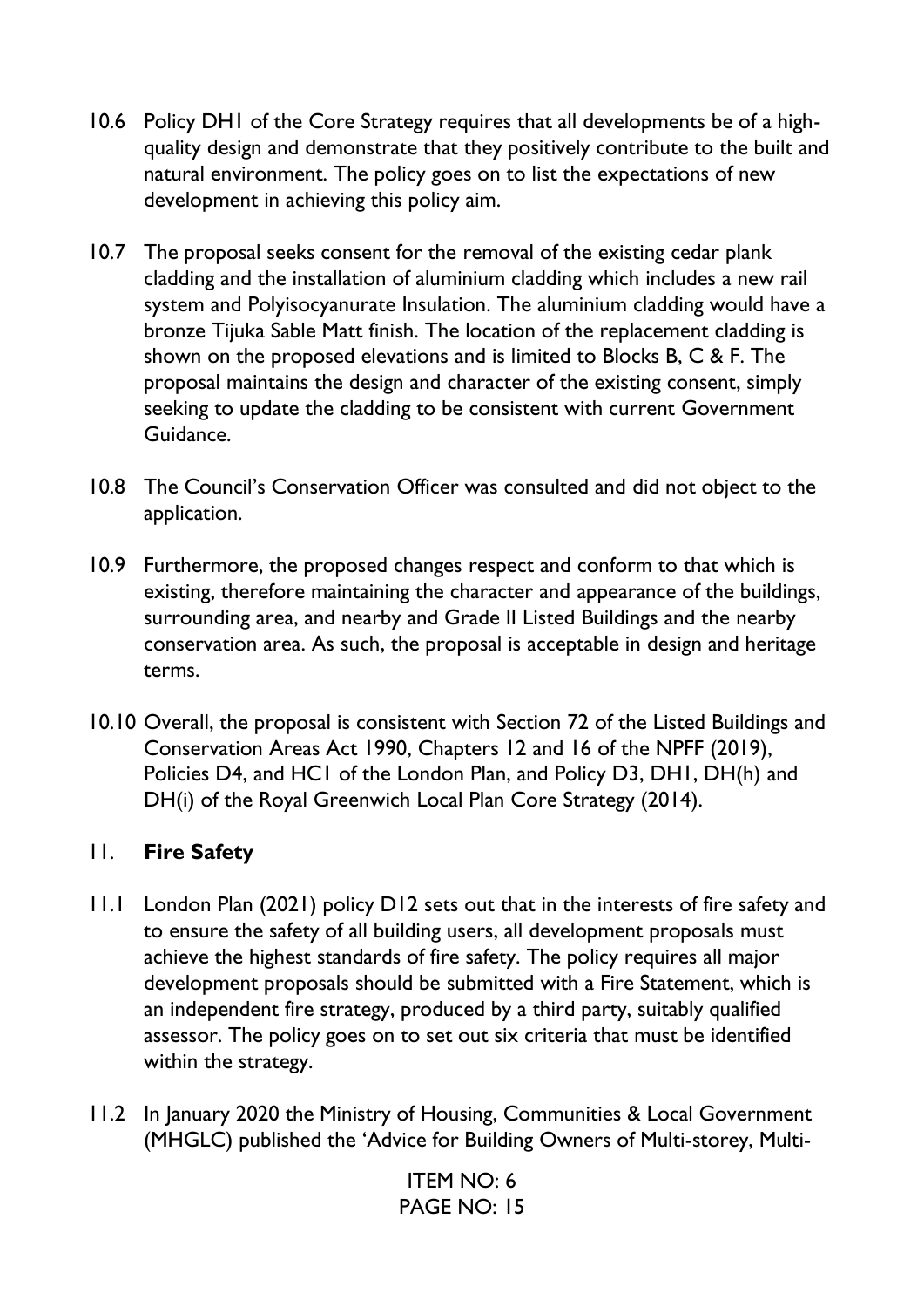10.6 Policy DH1 of the Core Strategy requires that all developments be of a high-quality design and demonstrate that they positively contribute to the built and natural environment. The policy goes on to list the expectations of new development in achieving this policy aim.

10.7 The proposal seeks consent for the removal of the existing cedar plank cladding and the installation of aluminium cladding which includes a new rail system and Polyisocyanurate Insulation. The aluminium cladding would have a bronze Tijuka Sable Matt finish. The location of the replacement cladding is shown on the proposed elevations and is limited to Blocks B, C & F. The proposal maintains the design and character of the existing consent, simply seeking to update the cladding to be consistent with current Government Guidance.

10.8 The Council's Conservation Officer was consulted and did not object to the application.

10.9 Furthermore, the proposed changes respect and conform to that which is existing, therefore maintaining the character and appearance of the buildings, surrounding area, and nearby and Grade II Listed Buildings and the nearby conservation area. As such, the proposal is acceptable in design and heritage terms.

10.10 Overall, the proposal is consistent with Section 72 of the Listed Buildings and Conservation Areas Act 1990, Chapters 12 and 16 of the NPFF (2019), Policies D4, and HC1 of the London Plan, and Policy D3, DH1, DH(h) and DH(i) of the Royal Greenwich Local Plan Core Strategy (2014).

## 11. **Fire Safety**

11.1 London Plan (2021) policy D12 sets out that in the interests of fire safety and to ensure the safety of all building users, all development proposals must achieve the highest standards of fire safety. The policy requires all major development proposals should be submitted with a Fire Statement, which is an independent fire strategy, produced by a third party, suitably qualified assessor. The policy goes on to set out six criteria that must be identified within the strategy.

11.2 In January 2020 the Ministry of Housing, Communities & Local Government (MHGLC) published the 'Advice for Building Owners of Multi-storey, Multi-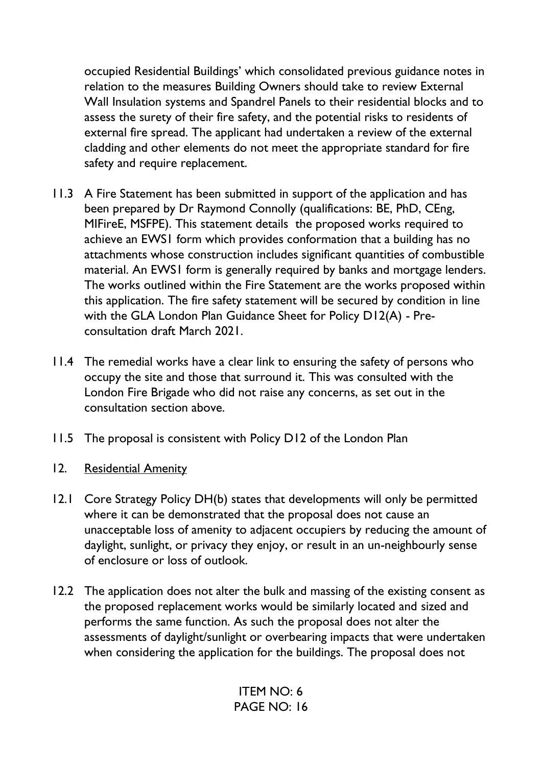occupied Residential Buildings' which consolidated previous guidance notes in relation to the measures Building Owners should take to review External Wall Insulation systems and Spandrel Panels to their residential blocks and to assess the surety of their fire safety, and the potential risks to residents of external fire spread. The applicant had undertaken a review of the external cladding and other elements do not meet the appropriate standard for fire safety and require replacement.

11.3 A Fire Statement has been submitted in support of the application and has been prepared by Dr Raymond Connolly (qualifications: BE, PhD, CEng, MIFireE, MSFPE). This statement details the proposed works required to achieve an EWS1 form which provides conformation that a building has no attachments whose construction includes significant quantities of combustible material. An EWS1 form is generally required by banks and mortgage lenders. The works outlined within the Fire Statement are the works proposed within this application. The fire safety statement will be secured by condition in line with the GLA London Plan Guidance Sheet for Policy D12(A) - Pre-consultation draft March 2021.

11.4 The remedial works have a clear link to ensuring the safety of persons who occupy the site and those that surround it. This was consulted with the London Fire Brigade who did not raise any concerns, as set out in the consultation section above.

11.5 The proposal is consistent with Policy D12 of the London Plan

## 12. Residential Amenity

12.1 Core Strategy Policy DH(b) states that developments will only be permitted where it can be demonstrated that the proposal does not cause an unacceptable loss of amenity to adjacent occupiers by reducing the amount of daylight, sunlight, or privacy they enjoy, or result in an un-neighbourly sense of enclosure or loss of outlook.

12.2 The application does not alter the bulk and massing of the existing consent as the proposed replacement works would be similarly located and sized and performs the same function. As such the proposal does not alter the assessments of daylight/sunlight or overbearing impacts that were undertaken when considering the application for the buildings. The proposal does not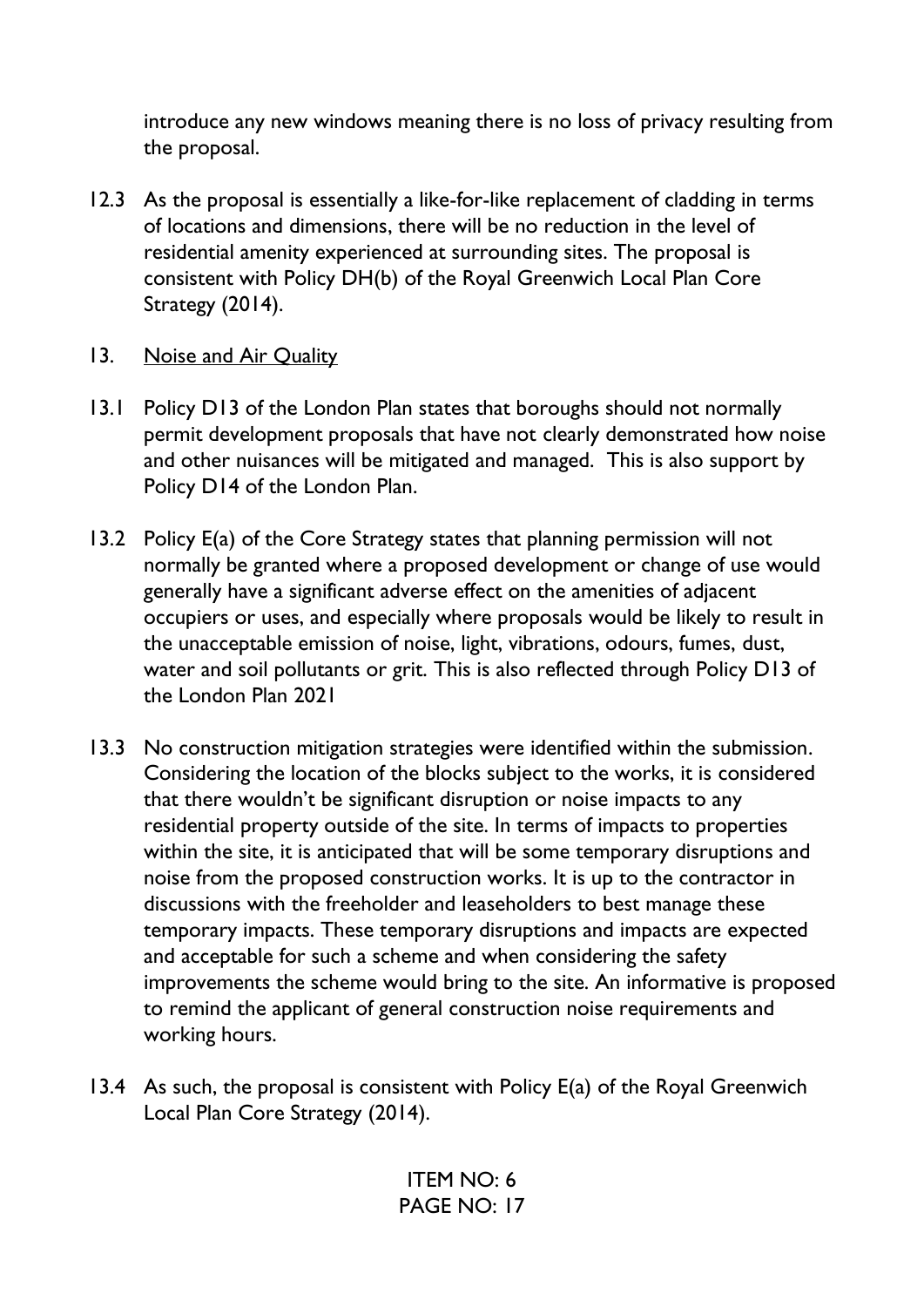introduce any new windows meaning there is no loss of privacy resulting from the proposal.

12.3 As the proposal is essentially a like-for-like replacement of cladding in terms of locations and dimensions, there will be no reduction in the level of residential amenity experienced at surrounding sites. The proposal is consistent with Policy DH(b) of the Royal Greenwich Local Plan Core Strategy (2014).

## 13. Noise and Air Quality

13.1 Policy D13 of the London Plan states that boroughs should not normally permit development proposals that have not clearly demonstrated how noise and other nuisances will be mitigated and managed. This is also support by Policy D14 of the London Plan.

13.2 Policy E(a) of the Core Strategy states that planning permission will not normally be granted where a proposed development or change of use would generally have a significant adverse effect on the amenities of adjacent occupiers or uses, and especially where proposals would be likely to result in the unacceptable emission of noise, light, vibrations, odours, fumes, dust, water and soil pollutants or grit. This is also reflected through Policy D13 of the London Plan 2021

13.3 No construction mitigation strategies were identified within the submission. Considering the location of the blocks subject to the works, it is considered that there wouldn't be significant disruption or noise impacts to any residential property outside of the site. In terms of impacts to properties within the site, it is anticipated that will be some temporary disruptions and noise from the proposed construction works. It is up to the contractor in discussions with the freeholder and leaseholders to best manage these temporary impacts. These temporary disruptions and impacts are expected and acceptable for such a scheme and when considering the safety improvements the scheme would bring to the site. An informative is proposed to remind the applicant of general construction noise requirements and working hours.

13.4 As such, the proposal is consistent with Policy E(a) of the Royal Greenwich Local Plan Core Strategy (2014).

ITEM NO: 6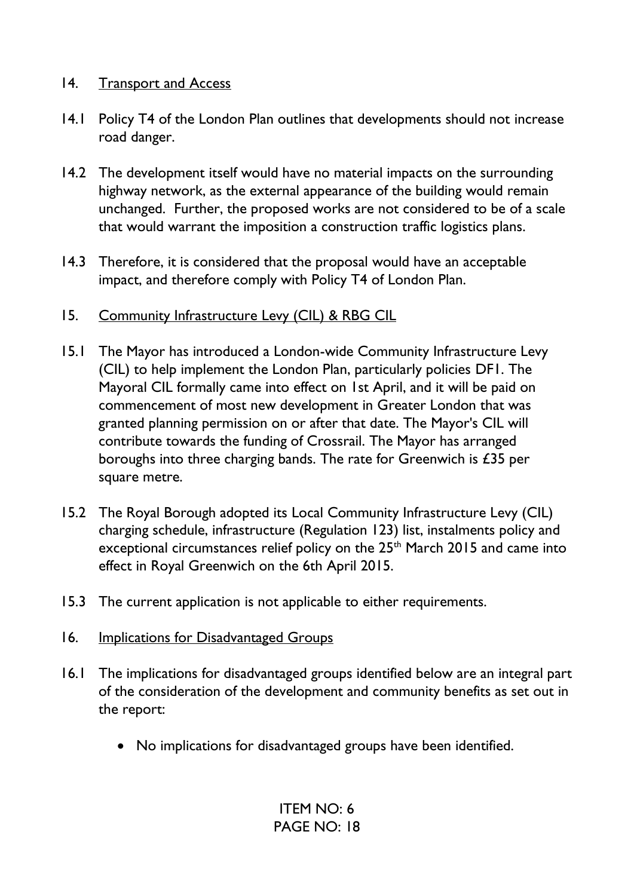## 14. Transport and Access

14.1 Policy T4 of the London Plan outlines that developments should not increase road danger.

14.2 The development itself would have no material impacts on the surrounding highway network, as the external appearance of the building would remain unchanged. Further, the proposed works are not considered to be of a scale that would warrant the imposition a construction traffic logistics plans.

14.3 Therefore, it is considered that the proposal would have an acceptable impact, and therefore comply with Policy T4 of London Plan.

## 15. Community Infrastructure Levy (CIL) & RBG CIL

15.1 The Mayor has introduced a London-wide Community Infrastructure Levy (CIL) to help implement the London Plan, particularly policies DF1. The Mayoral CIL formally came into effect on 1st April, and it will be paid on commencement of most new development in Greater London that was granted planning permission on or after that date. The Mayor's CIL will contribute towards the funding of Crossrail. The Mayor has arranged boroughs into three charging bands. The rate for Greenwich is £35 per square metre.

15.2 The Royal Borough adopted its Local Community Infrastructure Levy (CIL) charging schedule, infrastructure (Regulation 123) list, instalments policy and exceptional circumstances relief policy on the 25th March 2015 and came into effect in Royal Greenwich on the 6th April 2015.

15.3 The current application is not applicable to either requirements.

## 16. Implications for Disadvantaged Groups

16.1 The implications for disadvantaged groups identified below are an integral part of the consideration of the development and community benefits as set out in the report:

- No implications for disadvantaged groups have been identified.

ITEM NO: 6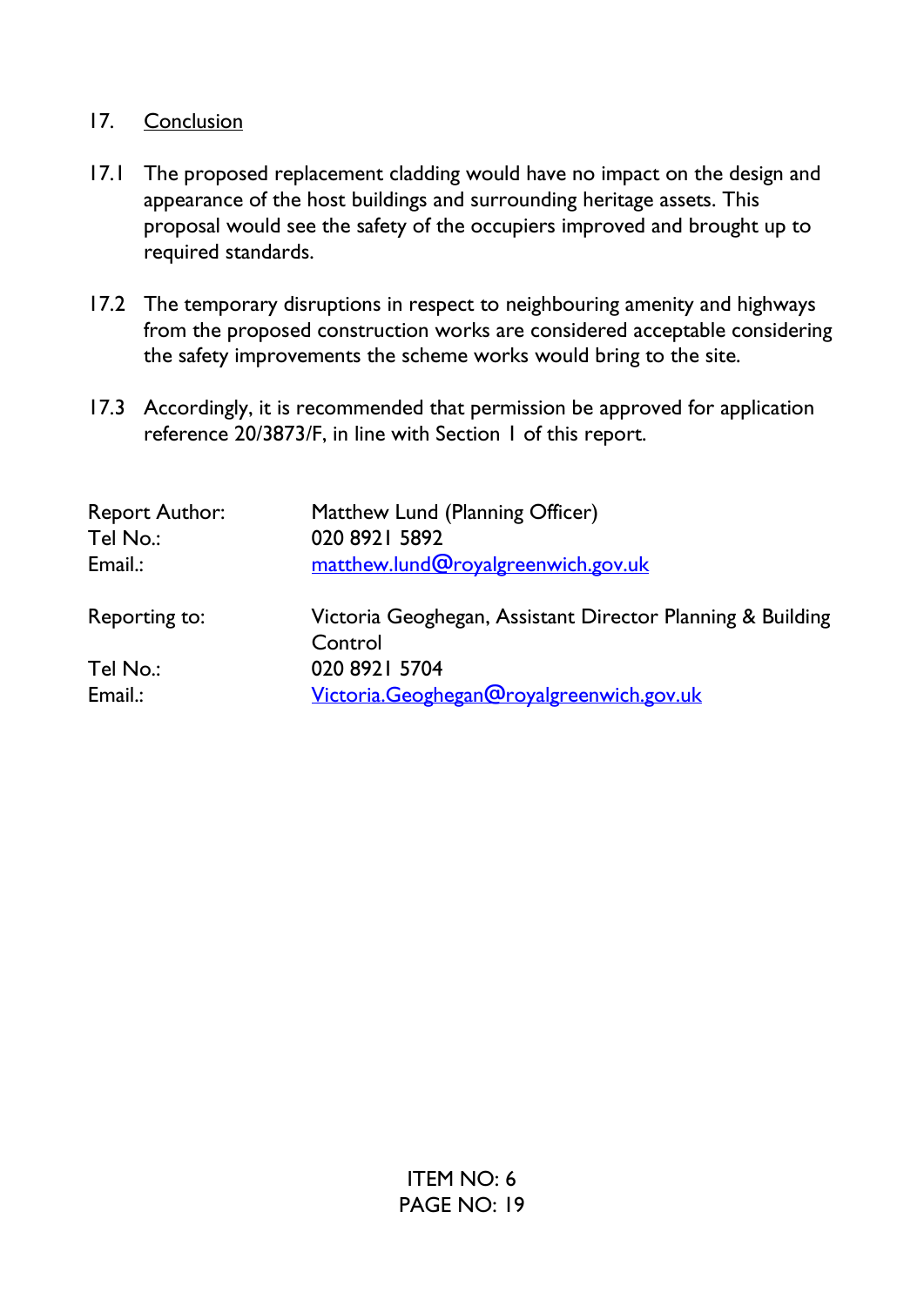## 17. Conclusion

17.1 The proposed replacement cladding would have no impact on the design and appearance of the host buildings and surrounding heritage assets. This proposal would see the safety of the occupiers improved and brought up to required standards.

17.2 The temporary disruptions in respect to neighbouring amenity and highways from the proposed construction works are considered acceptable considering the safety improvements the scheme works would bring to the site.

17.3 Accordingly, it is recommended that permission be approved for application reference 20/3873/F, in line with Section 1 of this report.

| | |
|---|---|
| Report Author: | Matthew Lund (Planning Officer) |
| Tel No.: | 020 8921 5892 |
| Email.: | matthew.lund@royalgreenwich.gov.uk |
| | |
| Reporting to: | Victoria Geoghegan, Assistant Director Planning & Building Control |
| Tel No.: | 020 8921 5704 |
| Email.: | Victoria.Geoghegan@royalgreenwich.gov.uk |

ITEM NO: 6